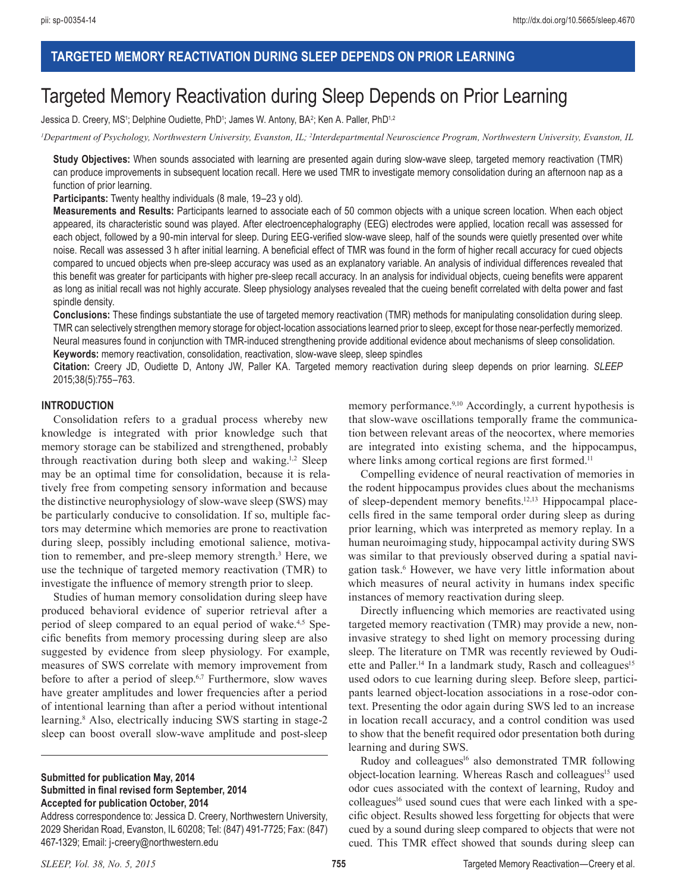# Targeted Memory Reactivation during Sleep Depends on Prior Learning

Jessica D. Creery, MS[1]; Delphine Oudiette, PhD[1]; James W. Antony, BA[2]; Ken A. Paller, PhD[1,2]

*[1]Department of Psychology, Northwestern University, Evanston, IL; [2]Interdepartmental Neuroscience Program, Northwestern University, Evanston, IL*

**Study Objectives:** When sounds associated with learning are presented again during slow-wave sleep, targeted memory reactivation (TMR) can produce improvements in subsequent location recall. Here we used TMR to investigate memory consolidation during an afternoon nap as a function of prior learning.

**Participants:** Twenty healthy individuals (8 male, 19–23 y old).

**Measurements and Results:** Participants learned to associate each of 50 common objects with a unique screen location. When each object appeared, its characteristic sound was played. After electroencephalography (EEG) electrodes were applied, location recall was assessed for each object, followed by a 90-min interval for sleep. During EEG-verified slow-wave sleep, half of the sounds were quietly presented over white noise. Recall was assessed 3 h after initial learning. A beneficial effect of TMR was found in the form of higher recall accuracy for cued objects compared to uncued objects when pre-sleep accuracy was used as an explanatory variable. An analysis of individual differences revealed that this benefit was greater for participants with higher pre-sleep recall accuracy. In an analysis for individual objects, cueing benefits were apparent as long as initial recall was not highly accurate. Sleep physiology analyses revealed that the cueing benefit correlated with delta power and fast spindle density.

**Conclusions:** These findings substantiate the use of targeted memory reactivation (TMR) methods for manipulating consolidation during sleep. TMR can selectively strengthen memory storage for object-location associations learned prior to sleep, except for those near-perfectly memorized. Neural measures found in conjunction with TMR-induced strengthening provide additional evidence about mechanisms of sleep consolidation.

**Keywords:** memory reactivation, consolidation, reactivation, slow-wave sleep, sleep spindles

**Citation:** Creery JD, Oudiette D, Antony JW, Paller KA. Targeted memory reactivation during sleep depends on prior learning. *SLEEP* 2015;38(5):755–763.

## INTRODUCTION

Consolidation refers to a gradual process whereby new knowledge is integrated with prior knowledge such that memory storage can be stabilized and strengthened, probably through reactivation during both sleep and waking.[1,2] Sleep may be an optimal time for consolidation, because it is relatively free from competing sensory information and because the distinctive neurophysiology of slow-wave sleep (SWS) may be particularly conducive to consolidation. If so, multiple factors may determine which memories are prone to reactivation during sleep, possibly including emotional salience, motivation to remember, and pre-sleep memory strength.[3] Here, we use the technique of targeted memory reactivation (TMR) to investigate the influence of memory strength prior to sleep.

Studies of human memory consolidation during sleep have produced behavioral evidence of superior retrieval after a period of sleep compared to an equal period of wake.[4,5] Specific benefits from memory processing during sleep are also suggested by evidence from sleep physiology. For example, measures of SWS correlate with memory improvement from before to after a period of sleep.[6,7] Furthermore, slow waves have greater amplitudes and lower frequencies after a period of intentional learning than after a period without intentional learning.[8] Also, electrically inducing SWS starting in stage-2 sleep can boost overall slow-wave amplitude and post-sleep memory performance.[9,10] Accordingly, a current hypothesis is that slow-wave oscillations temporally frame the communication between relevant areas of the neocortex, where memories are integrated into existing schema, and the hippocampus, where links among cortical regions are first formed.[11]

Compelling evidence of neural reactivation of memories in the rodent hippocampus provides clues about the mechanisms of sleep-dependent memory benefits.[12,13] Hippocampal place-cells fired in the same temporal order during sleep as during prior learning, which was interpreted as memory replay. In a human neuroimaging study, hippocampal activity during SWS was similar to that previously observed during a spatial navigation task.[6] However, we have very little information about which measures of neural activity in humans index specific instances of memory reactivation during sleep.

Directly influencing which memories are reactivated using targeted memory reactivation (TMR) may provide a new, noninvasive strategy to shed light on memory processing during sleep. The literature on TMR was recently reviewed by Oudiette and Paller.[14] In a landmark study, Rasch and colleagues[15] used odors to cue learning during sleep. Before sleep, participants learned object-location associations in a rose-odor context. Presenting the odor again during SWS led to an increase in location recall accuracy, and a control condition was used to show that the benefit required odor presentation both during learning and during SWS.

Rudoy and colleagues[16] also demonstrated TMR following object-location learning. Whereas Rasch and colleagues[15] used odor cues associated with the context of learning, Rudoy and colleagues[16] used sound cues that were each linked with a specific object. Results showed less forgetting for objects that were cued by a sound during sleep compared to objects that were not cued. This TMR effect showed that sounds during sleep can

**Submitted for publication May, 2014**
**Submitted in final revised form September, 2014**
**Accepted for publication October, 2014**

Address correspondence to: Jessica D. Creery, Northwestern University, 2029 Sheridan Road, Evanston, IL 60208; Tel: (847) 491-7725; Fax: (847) 467-1329; Email: j-creery@northwestern.edu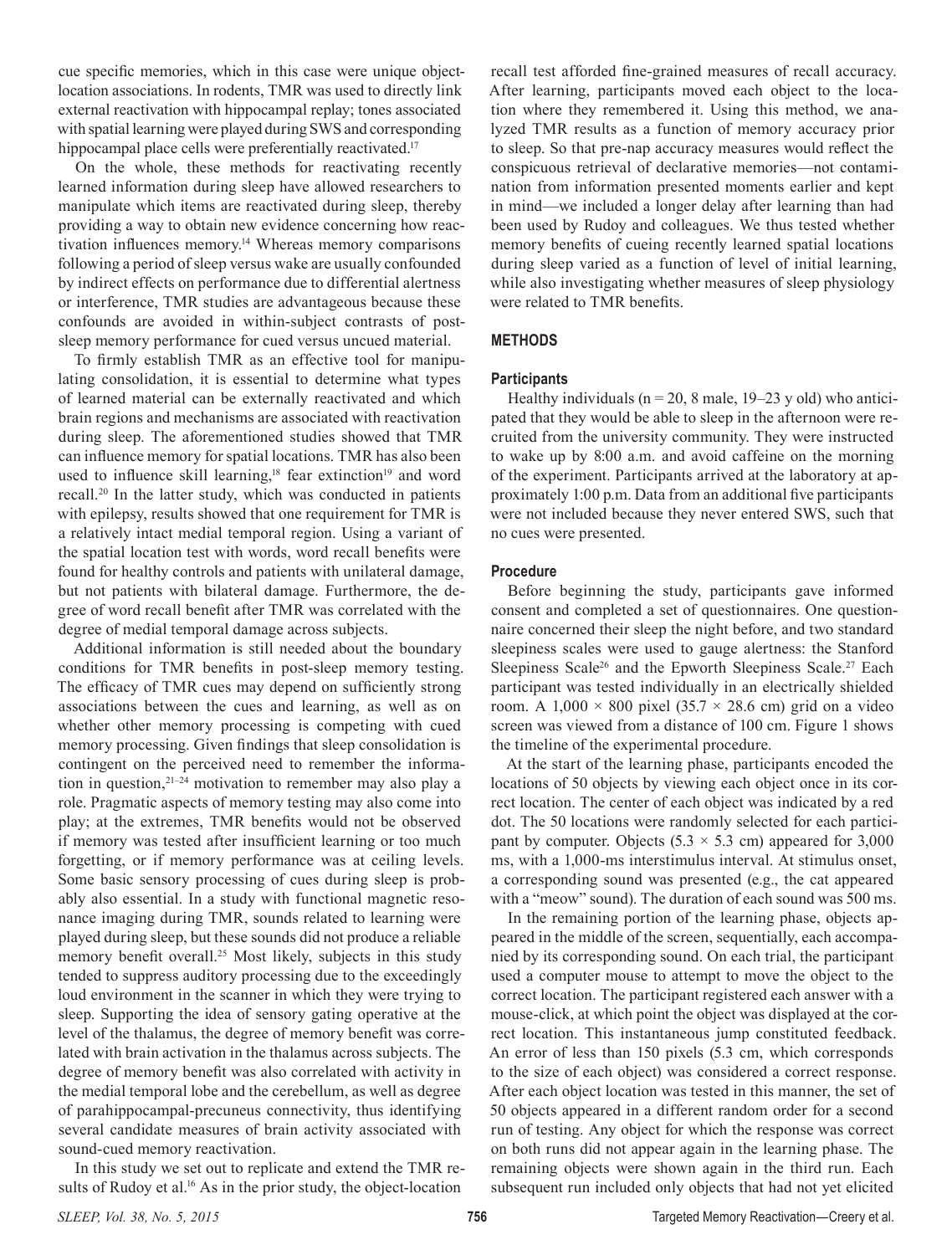cue specific memories, which in this case were unique object-location associations. In rodents, TMR was used to directly link external reactivation with hippocampal replay; tones associated with spatial learning were played during SWS and corresponding hippocampal place cells were preferentially reactivated.[17]

On the whole, these methods for reactivating recently learned information during sleep have allowed researchers to manipulate which items are reactivated during sleep, thereby providing a way to obtain new evidence concerning how reactivation influences memory.[14] Whereas memory comparisons following a period of sleep versus wake are usually confounded by indirect effects on performance due to differential alertness or interference, TMR studies are advantageous because these confounds are avoided in within-subject contrasts of post-sleep memory performance for cued versus uncued material.

To firmly establish TMR as an effective tool for manipulating consolidation, it is essential to determine what types of learned material can be externally reactivated and which brain regions and mechanisms are associated with reactivation during sleep. The aforementioned studies showed that TMR can influence memory for spatial locations. TMR has also been used to influence skill learning,[18] fear extinction[19] and word recall.[20] In the latter study, which was conducted in patients with epilepsy, results showed that one requirement for TMR is a relatively intact medial temporal region. Using a variant of the spatial location test with words, word recall benefits were found for healthy controls and patients with unilateral damage, but not patients with bilateral damage. Furthermore, the degree of word recall benefit after TMR was correlated with the degree of medial temporal damage across subjects.

Additional information is still needed about the boundary conditions for TMR benefits in post-sleep memory testing. The efficacy of TMR cues may depend on sufficiently strong associations between the cues and learning, as well as on whether other memory processing is competing with cued memory processing. Given findings that sleep consolidation is contingent on the perceived need to remember the information in question,[21–24] motivation to remember may also play a role. Pragmatic aspects of memory testing may also come into play; at the extremes, TMR benefits would not be observed if memory was tested after insufficient learning or too much forgetting, or if memory performance was at ceiling levels. Some basic sensory processing of cues during sleep is probably also essential. In a study with functional magnetic resonance imaging during TMR, sounds related to learning were played during sleep, but these sounds did not produce a reliable memory benefit overall.[25] Most likely, subjects in this study tended to suppress auditory processing due to the exceedingly loud environment in the scanner in which they were trying to sleep. Supporting the idea of sensory gating operative at the level of the thalamus, the degree of memory benefit was correlated with brain activation in the thalamus across subjects. The degree of memory benefit was also correlated with activity in the medial temporal lobe and the cerebellum, as well as degree of parahippocampal-precuneus connectivity, thus identifying several candidate measures of brain activity associated with sound-cued memory reactivation.

In this study we set out to replicate and extend the TMR results of Rudoy et al.[16] As in the prior study, the object-location recall test afforded fine-grained measures of recall accuracy. After learning, participants moved each object to the location where they remembered it. Using this method, we analyzed TMR results as a function of memory accuracy prior to sleep. So that pre-nap accuracy measures would reflect the conspicuous retrieval of declarative memories—not contamination from information presented moments earlier and kept in mind—we included a longer delay after learning than had been used by Rudoy and colleagues. We thus tested whether memory benefits of cueing recently learned spatial locations during sleep varied as a function of level of initial learning, while also investigating whether measures of sleep physiology were related to TMR benefits.

## METHODS

### Participants

Healthy individuals (n = 20, 8 male, 19–23 y old) who anticipated that they would be able to sleep in the afternoon were recruited from the university community. They were instructed to wake up by 8:00 a.m. and avoid caffeine on the morning of the experiment. Participants arrived at the laboratory at approximately 1:00 p.m. Data from an additional five participants were not included because they never entered SWS, such that no cues were presented.

### Procedure

Before beginning the study, participants gave informed consent and completed a set of questionnaires. One questionnaire concerned their sleep the night before, and two standard sleepiness scales were used to gauge alertness: the Stanford Sleepiness Scale[26] and the Epworth Sleepiness Scale.[27] Each participant was tested individually in an electrically shielded room. A 1,000 × 800 pixel (35.7 × 28.6 cm) grid on a video screen was viewed from a distance of 100 cm. Figure 1 shows the timeline of the experimental procedure.

At the start of the learning phase, participants encoded the locations of 50 objects by viewing each object once in its correct location. The center of each object was indicated by a red dot. The 50 locations were randomly selected for each participant by computer. Objects (5.3 × 5.3 cm) appeared for 3,000 ms, with a 1,000-ms interstimulus interval. At stimulus onset, a corresponding sound was presented (e.g., the cat appeared with a "meow" sound). The duration of each sound was 500 ms.

In the remaining portion of the learning phase, objects appeared in the middle of the screen, sequentially, each accompanied by its corresponding sound. On each trial, the participant used a computer mouse to attempt to move the object to the correct location. The participant registered each answer with a mouse-click, at which point the object was displayed at the correct location. This instantaneous jump constituted feedback. An error of less than 150 pixels (5.3 cm, which corresponds to the size of each object) was considered a correct response. After each object location was tested in this manner, the set of 50 objects appeared in a different random order for a second run of testing. Any object for which the response was correct on both runs did not appear again in the learning phase. The remaining objects were shown again in the third run. Each subsequent run included only objects that had not yet elicited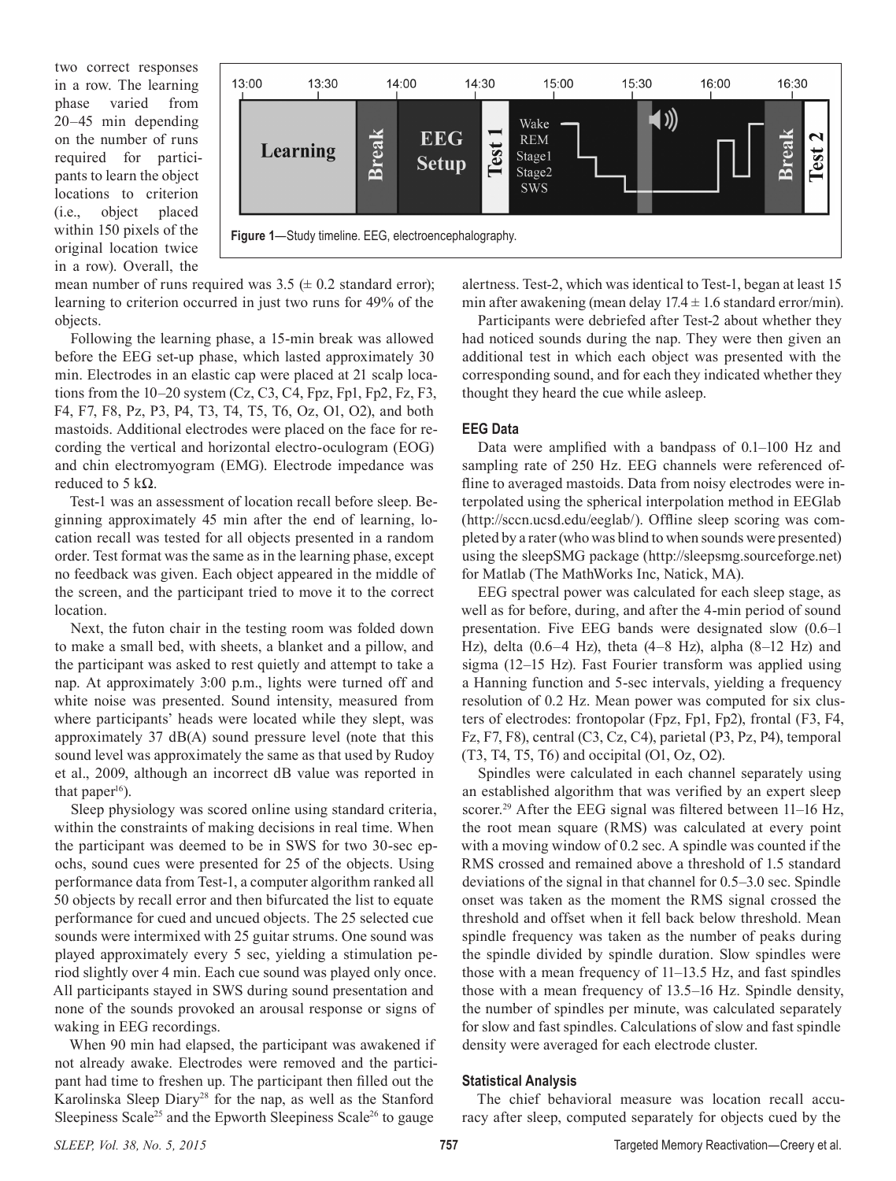two correct responses in a row. The learning phase varied from 20–45 min depending on the number of runs required for participants to learn the object locations to criterion (i.e., object placed within 150 pixels of the original location twice in a row). Overall, the mean number of runs required was 3.5 (± 0.2 standard error); learning to criterion occurred in just two runs for 49% of the objects.

**Figure 1**—Study timeline. EEG, electroencephalography.

Following the learning phase, a 15-min break was allowed before the EEG set-up phase, which lasted approximately 30 min. Electrodes in an elastic cap were placed at 21 scalp locations from the 10–20 system (Cz, C3, C4, Fpz, Fp1, Fp2, Fz, F3, F4, F7, F8, Pz, P3, P4, T3, T4, T5, T6, Oz, O1, O2), and both mastoids. Additional electrodes were placed on the face for recording the vertical and horizontal electro-oculogram (EOG) and chin electromyogram (EMG). Electrode impedance was reduced to 5 kΩ.

Test-1 was an assessment of location recall before sleep. Beginning approximately 45 min after the end of learning, location recall was tested for all objects presented in a random order. Test format was the same as in the learning phase, except no feedback was given. Each object appeared in the middle of the screen, and the participant tried to move it to the correct location.

Next, the futon chair in the testing room was folded down to make a small bed, with sheets, a blanket and a pillow, and the participant was asked to rest quietly and attempt to take a nap. At approximately 3:00 p.m., lights were turned off and white noise was presented. Sound intensity, measured from where participants' heads were located while they slept, was approximately 37 dB(A) sound pressure level (note that this sound level was approximately the same as that used by Rudoy et al., 2009, although an incorrect dB value was reported in that paper[16]).

Sleep physiology was scored online using standard criteria, within the constraints of making decisions in real time. When the participant was deemed to be in SWS for two 30-sec epochs, sound cues were presented for 25 of the objects. Using performance data from Test-1, a computer algorithm ranked all 50 objects by recall error and then bifurcated the list to equate performance for cued and uncued objects. The 25 selected cue sounds were intermixed with 25 guitar strums. One sound was played approximately every 5 sec, yielding a stimulation period slightly over 4 min. Each cue sound was played only once. All participants stayed in SWS during sound presentation and none of the sounds provoked an arousal response or signs of waking in EEG recordings.

When 90 min had elapsed, the participant was awakened if not already awake. Electrodes were removed and the participant had time to freshen up. The participant then filled out the Karolinska Sleep Diary[28] for the nap, as well as the Stanford Sleepiness Scale[25] and the Epworth Sleepiness Scale[26] to gauge alertness. Test-2, which was identical to Test-1, began at least 15 min after awakening (mean delay 17.4 ± 1.6 standard error/min).

Participants were debriefed after Test-2 about whether they had noticed sounds during the nap. They were then given an additional test in which each object was presented with the corresponding sound, and for each they indicated whether they thought they heard the cue while asleep.

### EEG Data

Data were amplified with a bandpass of 0.1–100 Hz and sampling rate of 250 Hz. EEG channels were referenced offline to averaged mastoids. Data from noisy electrodes were interpolated using the spherical interpolation method in EEGlab (http://sccn.ucsd.edu/eeglab/). Offline sleep scoring was completed by a rater (who was blind to when sounds were presented) using the sleepSMG package (http://sleepsmg.sourceforge.net) for Matlab (The MathWorks Inc, Natick, MA).

EEG spectral power was calculated for each sleep stage, as well as for before, during, and after the 4-min period of sound presentation. Five EEG bands were designated slow (0.6–1 Hz), delta (0.6–4 Hz), theta (4–8 Hz), alpha (8–12 Hz) and sigma (12–15 Hz). Fast Fourier transform was applied using a Hanning function and 5-sec intervals, yielding a frequency resolution of 0.2 Hz. Mean power was computed for six clusters of electrodes: frontopolar (Fpz, Fp1, Fp2), frontal (F3, F4, Fz, F7, F8), central (C3, Cz, C4), parietal (P3, Pz, P4), temporal (T3, T4, T5, T6) and occipital (O1, Oz, O2).

Spindles were calculated in each channel separately using an established algorithm that was verified by an expert sleep scorer.[29] After the EEG signal was filtered between 11–16 Hz, the root mean square (RMS) was calculated at every point with a moving window of 0.2 sec. A spindle was counted if the RMS crossed and remained above a threshold of 1.5 standard deviations of the signal in that channel for 0.5–3.0 sec. Spindle onset was taken as the moment the RMS signal crossed the threshold and offset when it fell back below threshold. Mean spindle frequency was taken as the number of peaks during the spindle divided by spindle duration. Slow spindles were those with a mean frequency of 11–13.5 Hz, and fast spindles those with a mean frequency of 13.5–16 Hz. Spindle density, the number of spindles per minute, was calculated separately for slow and fast spindles. Calculations of slow and fast spindle density were averaged for each electrode cluster.

### Statistical Analysis

The chief behavioral measure was location recall accuracy after sleep, computed separately for objects cued by the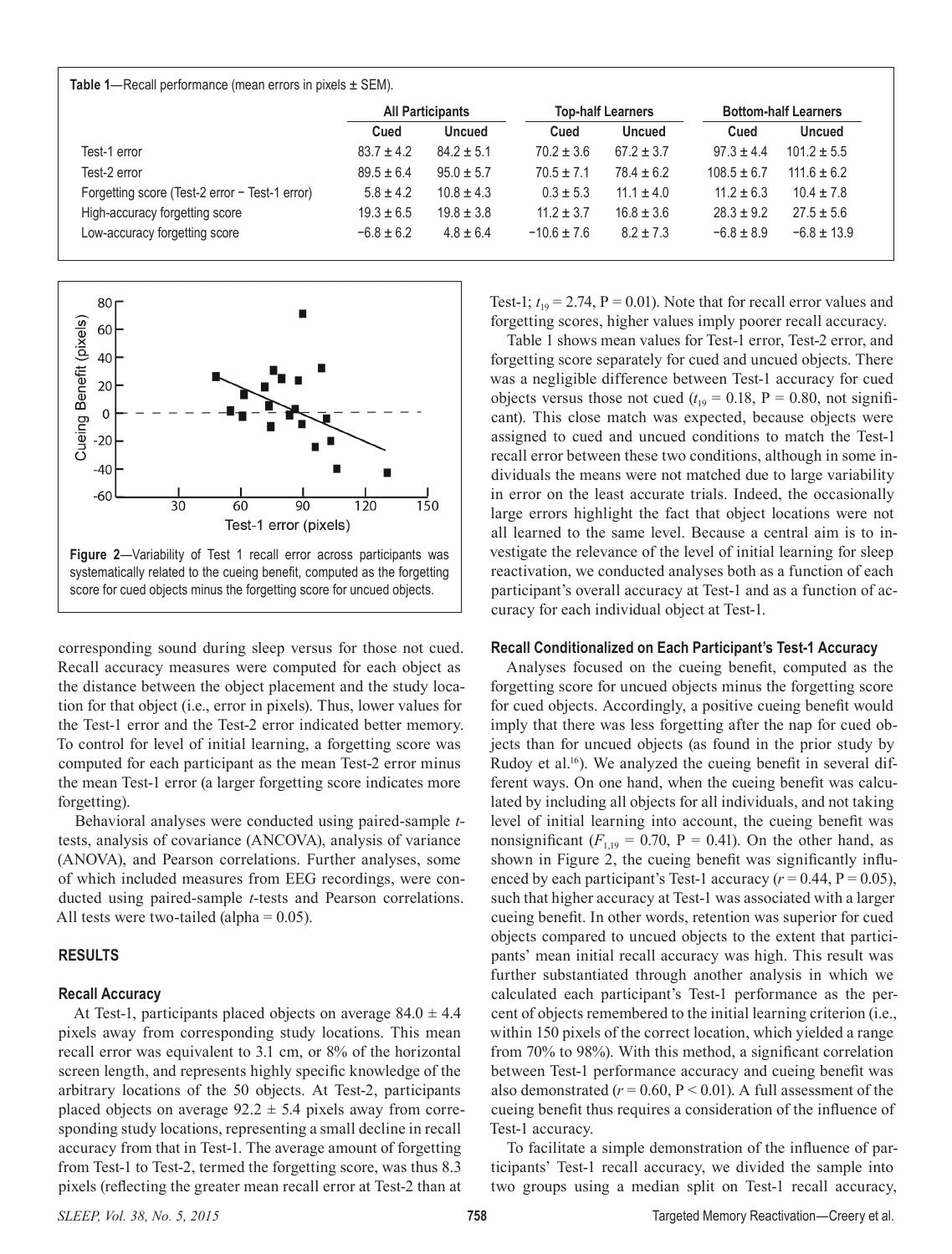**Table 1**—Recall performance (mean errors in pixels ± SEM).

| | All Participants | | Top-half Learners | | Bottom-half Learners | |
|---|---|---|---|---|---|---|
| | Cued | Uncued | Cued | Uncued | Cued | Uncued |
| Test-1 error | 83.7 ± 4.2 | 84.2 ± 5.1 | 70.2 ± 3.6 | 67.2 ± 3.7 | 97.3 ± 4.4 | 101.2 ± 5.5 |
| Test-2 error | 89.5 ± 6.4 | 95.0 ± 5.7 | 70.5 ± 7.1 | 78.4 ± 6.2 | 108.5 ± 6.7 | 111.6 ± 6.2 |
| Forgetting score (Test-2 error − Test-1 error) | 5.8 ± 4.2 | 10.8 ± 4.3 | 0.3 ± 5.3 | 11.1 ± 4.0 | 11.2 ± 6.3 | 10.4 ± 7.8 |
| High-accuracy forgetting score | 19.3 ± 6.5 | 19.8 ± 3.8 | 11.2 ± 3.7 | 16.8 ± 3.6 | 28.3 ± 9.2 | 27.5 ± 5.6 |
| Low-accuracy forgetting score | −6.8 ± 6.2 | 4.8 ± 6.4 | −10.6 ± 7.6 | 8.2 ± 7.3 | −6.8 ± 8.9 | −6.8 ± 13.9 |

**Figure 2**—Variability of Test 1 recall error across participants was systematically related to the cueing benefit, computed as the forgetting score for cued objects minus the forgetting score for uncued objects.

corresponding sound during sleep versus for those not cued. Recall accuracy measures were computed for each object as the distance between the object placement and the study location for that object (i.e., error in pixels). Thus, lower values for the Test-1 error and the Test-2 error indicated better memory. To control for level of initial learning, a forgetting score was computed for each participant as the mean Test-2 error minus the mean Test-1 error (a larger forgetting score indicates more forgetting).

Behavioral analyses were conducted using paired-sample *t*-tests, analysis of covariance (ANCOVA), analysis of variance (ANOVA), and Pearson correlations. Further analyses, some of which included measures from EEG recordings, were conducted using paired-sample *t*-tests and Pearson correlations. All tests were two-tailed (alpha = 0.05).

## RESULTS

### Recall Accuracy

At Test-1, participants placed objects on average 84.0 ± 4.4 pixels away from corresponding study locations. This mean recall error was equivalent to 3.1 cm, or 8% of the horizontal screen length, and represents highly specific knowledge of the arbitrary locations of the 50 objects. At Test-2, participants placed objects on average 92.2 ± 5.4 pixels away from corresponding study locations, representing a small decline in recall accuracy from that in Test-1. The average amount of forgetting from Test-1 to Test-2, termed the forgetting score, was thus 8.3 pixels (reflecting the greater mean recall error at Test-2 than at Test-1; $t_{19}$ = 2.74, P = 0.01). Note that for recall error values and forgetting scores, higher values imply poorer recall accuracy.

Table 1 shows mean values for Test-1 error, Test-2 error, and forgetting score separately for cued and uncued objects. There was a negligible difference between Test-1 accuracy for cued objects versus those not cued ($t_{19}$ = 0.18, P = 0.80, not significant). This close match was expected, because objects were assigned to cued and uncued conditions to match the Test-1 recall error between these two conditions, although in some individuals the means were not matched due to large variability in error on the least accurate trials. Indeed, the occasionally large errors highlight the fact that object locations were not all learned to the same level. Because a central aim is to investigate the relevance of the level of initial learning for sleep reactivation, we conducted analyses both as a function of each participant's overall accuracy at Test-1 and as a function of accuracy for each individual object at Test-1.

### Recall Conditionalized on Each Participant's Test-1 Accuracy

Analyses focused on the cueing benefit, computed as the forgetting score for uncued objects minus the forgetting score for cued objects. Accordingly, a positive cueing benefit would imply that there was less forgetting after the nap for cued objects than for uncued objects (as found in the prior study by Rudoy et al.[16]). We analyzed the cueing benefit in several different ways. On one hand, when the cueing benefit was calculated by including all objects for all individuals, and not taking level of initial learning into account, the cueing benefit was nonsignificant ($F_{1,19}$ = 0.70, P = 0.41). On the other hand, as shown in Figure 2, the cueing benefit was significantly influenced by each participant's Test-1 accuracy (*r* = 0.44, P = 0.05), such that higher accuracy at Test-1 was associated with a larger cueing benefit. In other words, retention was superior for cued objects compared to uncued objects to the extent that participants' mean initial recall accuracy was high. This result was further substantiated through another analysis in which we calculated each participant's Test-1 performance as the percent of objects remembered to the initial learning criterion (i.e., within 150 pixels of the correct location, which yielded a range from 70% to 98%). With this method, a significant correlation between Test-1 performance accuracy and cueing benefit was also demonstrated (*r* = 0.60, P < 0.01). A full assessment of the cueing benefit thus requires a consideration of the influence of Test-1 accuracy.

To facilitate a simple demonstration of the influence of participants' Test-1 recall accuracy, we divided the sample into two groups using a median split on Test-1 recall accuracy,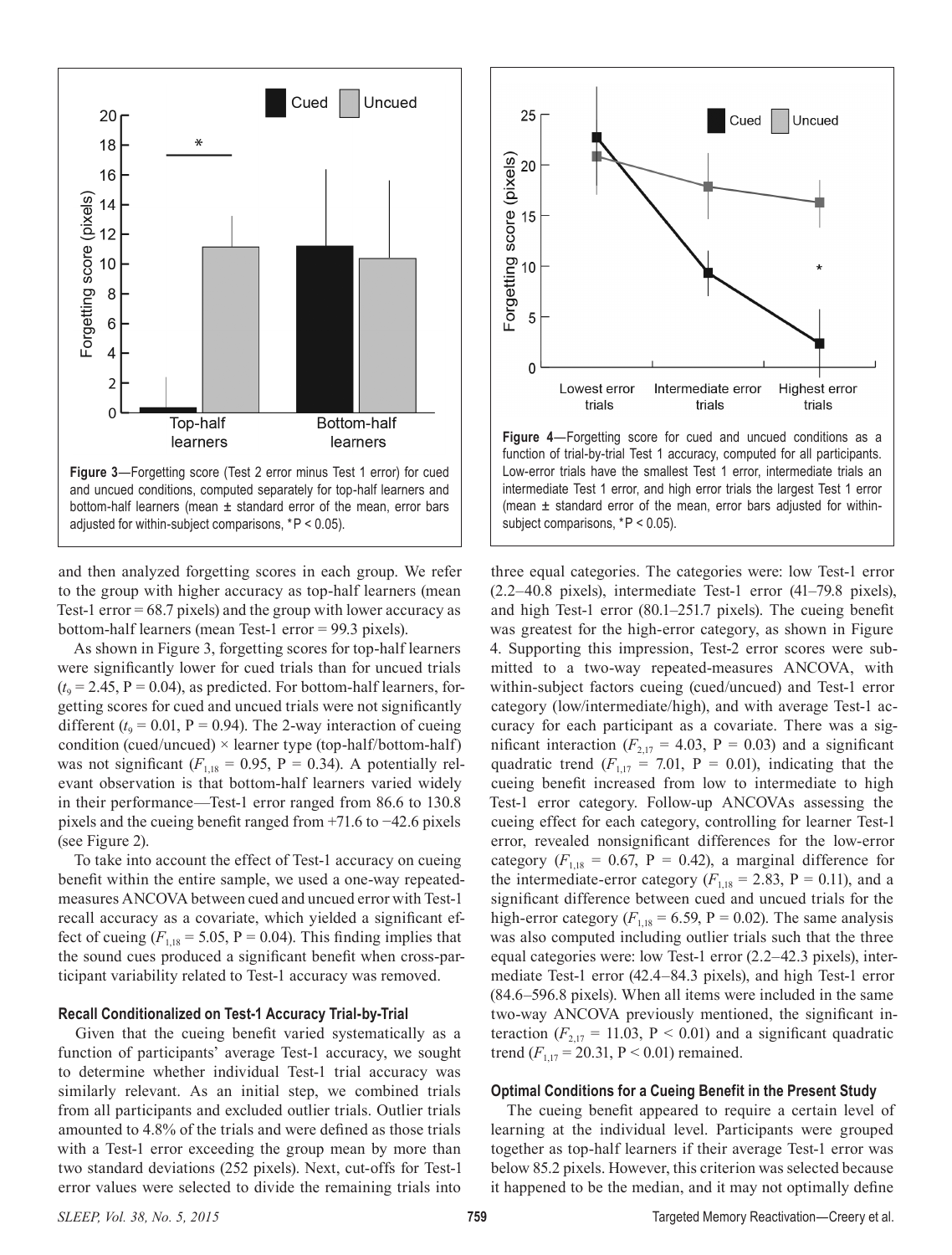**Figure 3**—Forgetting score (Test 2 error minus Test 1 error) for cued and uncued conditions, computed separately for top-half learners and bottom-half learners (mean ± standard error of the mean, error bars adjusted for within-subject comparisons, *P < 0.05).

**Figure 4**—Forgetting score for cued and uncued conditions as a function of trial-by-trial Test 1 accuracy, computed for all participants. Low-error trials have the smallest Test 1 error, intermediate trials an intermediate Test 1 error, and high error trials the largest Test 1 error (mean ± standard error of the mean, error bars adjusted for within-subject comparisons, *P < 0.05).

and then analyzed forgetting scores in each group. We refer to the group with higher accuracy as top-half learners (mean Test-1 error = 68.7 pixels) and the group with lower accuracy as bottom-half learners (mean Test-1 error = 99.3 pixels).

As shown in Figure 3, forgetting scores for top-half learners were significantly lower for cued trials than for uncued trials ($t_9$ = 2.45, P = 0.04), as predicted. For bottom-half learners, forgetting scores for cued and uncued trials were not significantly different ($t_9$ = 0.01, P = 0.94). The 2-way interaction of cueing condition (cued/uncued) × learner type (top-half/bottom-half) was not significant ($F_{1,18}$ = 0.95, P = 0.34). A potentially relevant observation is that bottom-half learners varied widely in their performance—Test-1 error ranged from 86.6 to 130.8 pixels and the cueing benefit ranged from +71.6 to −42.6 pixels (see Figure 2).

To take into account the effect of Test-1 accuracy on cueing benefit within the entire sample, we used a one-way repeated-measures ANCOVA between cued and uncued error with Test-1 recall accuracy as a covariate, which yielded a significant effect of cueing ($F_{1,18}$ = 5.05, P = 0.04). This finding implies that the sound cues produced a significant benefit when cross-participant variability related to Test-1 accuracy was removed.

### Recall Conditionalized on Test-1 Accuracy Trial-by-Trial

Given that the cueing benefit varied systematically as a function of participants' average Test-1 accuracy, we sought to determine whether individual Test-1 trial accuracy was similarly relevant. As an initial step, we combined trials from all participants and excluded outlier trials. Outlier trials amounted to 4.8% of the trials and were defined as those trials with a Test-1 error exceeding the group mean by more than two standard deviations (252 pixels). Next, cut-offs for Test-1 error values were selected to divide the remaining trials into three equal categories. The categories were: low Test-1 error (2.2–40.8 pixels), intermediate Test-1 error (41–79.8 pixels), and high Test-1 error (80.1–251.7 pixels). The cueing benefit was greatest for the high-error category, as shown in Figure 4. Supporting this impression, Test-2 error scores were submitted to a two-way repeated-measures ANCOVA, with within-subject factors cueing (cued/uncued) and Test-1 error category (low/intermediate/high), and with average Test-1 accuracy for each participant as a covariate. There was a significant interaction ($F_{2,17}$ = 4.03, P = 0.03) and a significant quadratic trend ($F_{1,17}$ = 7.01, P = 0.01), indicating that the cueing benefit increased from low to intermediate to high Test-1 error category. Follow-up ANCOVAs assessing the cueing effect for each category, controlling for learner Test-1 error, revealed nonsignificant differences for the low-error category ($F_{1,18}$ = 0.67, P = 0.42), a marginal difference for the intermediate-error category ($F_{1,18}$ = 2.83, P = 0.11), and a significant difference between cued and uncued trials for the high-error category ($F_{1,18}$ = 6.59, P = 0.02). The same analysis was also computed including outlier trials such that the three equal categories were: low Test-1 error (2.2–42.3 pixels), intermediate Test-1 error (42.4–84.3 pixels), and high Test-1 error (84.6–596.8 pixels). When all items were included in the same two-way ANCOVA previously mentioned, the significant interaction ($F_{2,17}$ = 11.03, P < 0.01) and a significant quadratic trend ($F_{1,17}$ = 20.31, P < 0.01) remained.

### Optimal Conditions for a Cueing Benefit in the Present Study

The cueing benefit appeared to require a certain level of learning at the individual level. Participants were grouped together as top-half learners if their average Test-1 error was below 85.2 pixels. However, this criterion was selected because it happened to be the median, and it may not optimally define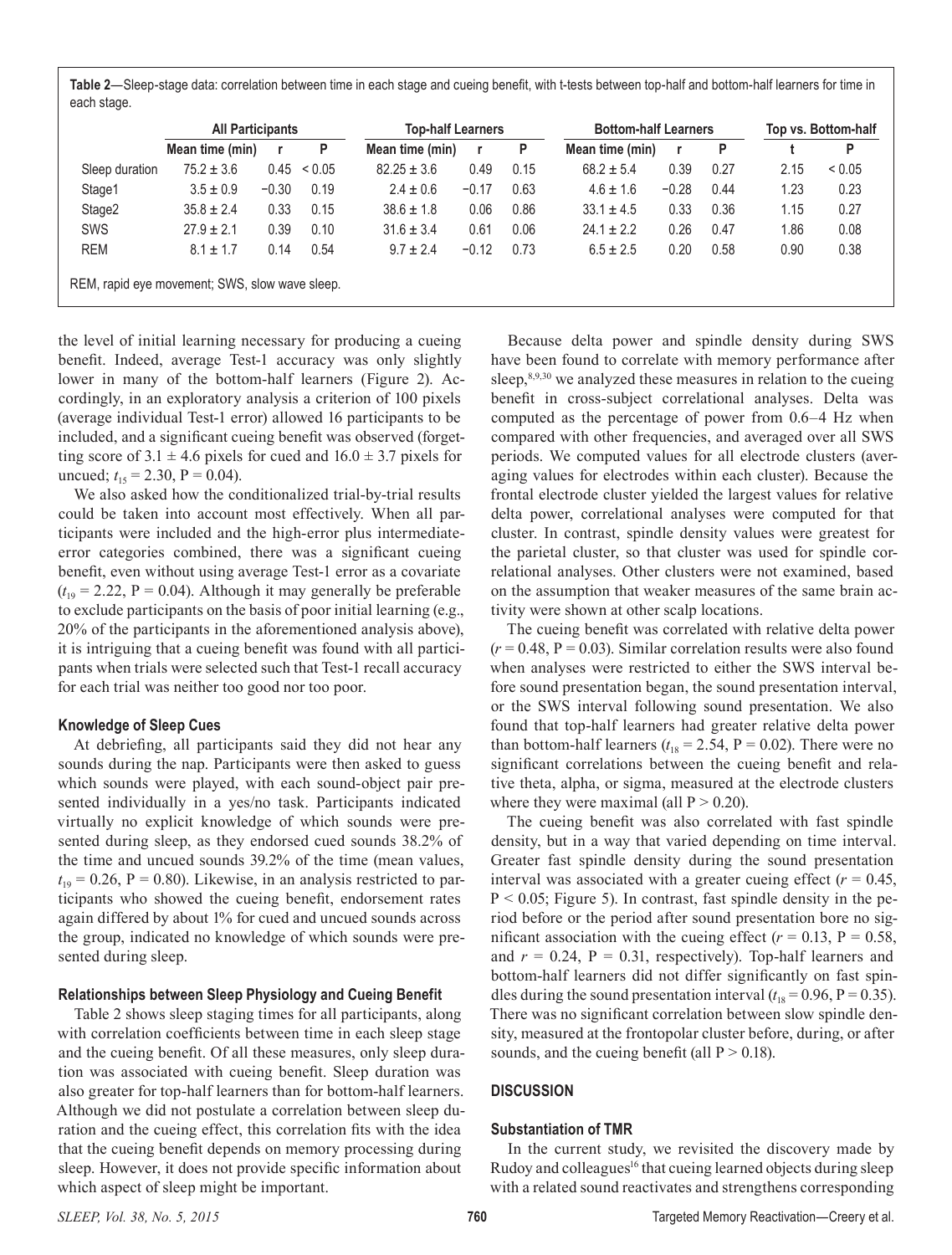**Table 2**—Sleep-stage data: correlation between time in each stage and cueing benefit, with t-tests between top-half and bottom-half learners for time in each stage.

| | All Participants | | | Top-half Learners | | | Bottom-half Learners | | | Top vs. Bottom-half | |
|---|---|---|---|---|---|---|---|---|---|---|---|
| | Mean time (min) | r | P | Mean time (min) | r | P | Mean time (min) | r | P | t | P |
| Sleep duration | 75.2 ± 3.6 | 0.45 | < 0.05 | 82.25 ± 3.6 | 0.49 | 0.15 | 68.2 ± 5.4 | 0.39 | 0.27 | 2.15 | < 0.05 |
| Stage1 | 3.5 ± 0.9 | −0.30 | 0.19 | 2.4 ± 0.6 | −0.17 | 0.63 | 4.6 ± 1.6 | −0.28 | 0.44 | 1.23 | 0.23 |
| Stage2 | 35.8 ± 2.4 | 0.33 | 0.15 | 38.6 ± 1.8 | 0.06 | 0.86 | 33.1 ± 4.5 | 0.33 | 0.36 | 1.15 | 0.27 |
| SWS | 27.9 ± 2.1 | 0.39 | 0.10 | 31.6 ± 3.4 | 0.61 | 0.06 | 24.1 ± 2.2 | 0.26 | 0.47 | 1.86 | 0.08 |
| REM | 8.1 ± 1.7 | 0.14 | 0.54 | 9.7 ± 2.4 | −0.12 | 0.73 | 6.5 ± 2.5 | 0.20 | 0.58 | 0.90 | 0.38 |

REM, rapid eye movement; SWS, slow wave sleep.

the level of initial learning necessary for producing a cueing benefit. Indeed, average Test-1 accuracy was only slightly lower in many of the bottom-half learners (Figure 2). Accordingly, in an exploratory analysis a criterion of 100 pixels (average individual Test-1 error) allowed 16 participants to be included, and a significant cueing benefit was observed (forgetting score of 3.1 ± 4.6 pixels for cued and 16.0 ± 3.7 pixels for uncued; $t_{15} = 2.30$, $P = 0.04$).

We also asked how the conditionalized trial-by-trial results could be taken into account most effectively. When all participants were included and the high-error plus intermediate-error categories combined, there was a significant cueing benefit, even without using average Test-1 error as a covariate ($t_{19} = 2.22$, $P = 0.04$). Although it may generally be preferable to exclude participants on the basis of poor initial learning (e.g., 20% of the participants in the aforementioned analysis above), it is intriguing that a cueing benefit was found with all participants when trials were selected such that Test-1 recall accuracy for each trial was neither too good nor too poor.

### Knowledge of Sleep Cues

At debriefing, all participants said they did not hear any sounds during the nap. Participants were then asked to guess which sounds were played, with each sound-object pair presented individually in a yes/no task. Participants indicated virtually no explicit knowledge of which sounds were presented during sleep, as they endorsed cued sounds 38.2% of the time and uncued sounds 39.2% of the time (mean values, $t_{19} = 0.26$, $P = 0.80$). Likewise, in an analysis restricted to participants who showed the cueing benefit, endorsement rates again differed by about 1% for cued and uncued sounds across the group, indicated no knowledge of which sounds were presented during sleep.

### Relationships between Sleep Physiology and Cueing Benefit

Table 2 shows sleep staging times for all participants, along with correlation coefficients between time in each sleep stage and the cueing benefit. Of all these measures, only sleep duration was associated with cueing benefit. Sleep duration was also greater for top-half learners than for bottom-half learners. Although we did not postulate a correlation between sleep duration and the cueing effect, this correlation fits with the idea that the cueing benefit depends on memory processing during sleep. However, it does not provide specific information about which aspect of sleep might be important.

Because delta power and spindle density during SWS have been found to correlate with memory performance after sleep,[8,9,30] we analyzed these measures in relation to the cueing benefit in cross-subject correlational analyses. Delta was computed as the percentage of power from 0.6–4 Hz when compared with other frequencies, and averaged over all SWS periods. We computed values for all electrode clusters (averaging values for electrodes within each cluster). Because the frontal electrode cluster yielded the largest values for relative delta power, correlational analyses were computed for that cluster. In contrast, spindle density values were greatest for the parietal cluster, so that cluster was used for spindle correlational analyses. Other clusters were not examined, based on the assumption that weaker measures of the same brain activity were shown at other scalp locations.

The cueing benefit was correlated with relative delta power ($r = 0.48$, $P = 0.03$). Similar correlation results were also found when analyses were restricted to either the SWS interval before sound presentation began, the sound presentation interval, or the SWS interval following sound presentation. We also found that top-half learners had greater relative delta power than bottom-half learners ($t_{18} = 2.54$, $P = 0.02$). There were no significant correlations between the cueing benefit and relative theta, alpha, or sigma, measured at the electrode clusters where they were maximal (all $P > 0.20$).

The cueing benefit was also correlated with fast spindle density, but in a way that varied depending on time interval. Greater fast spindle density during the sound presentation interval was associated with a greater cueing effect ($r = 0.45$, $P < 0.05$; Figure 5). In contrast, fast spindle density in the period before or the period after sound presentation bore no significant association with the cueing effect ($r = 0.13$, $P = 0.58$, and $r = 0.24$, $P = 0.31$, respectively). Top-half learners and bottom-half learners did not differ significantly on fast spindles during the sound presentation interval ($t_{18} = 0.96$, $P = 0.35$). There was no significant correlation between slow spindle density, measured at the frontopolar cluster before, during, or after sounds, and the cueing benefit (all $P > 0.18$).

## DISCUSSION

### Substantiation of TMR

In the current study, we revisited the discovery made by Rudoy and colleagues[16] that cueing learned objects during sleep with a related sound reactivates and strengthens corresponding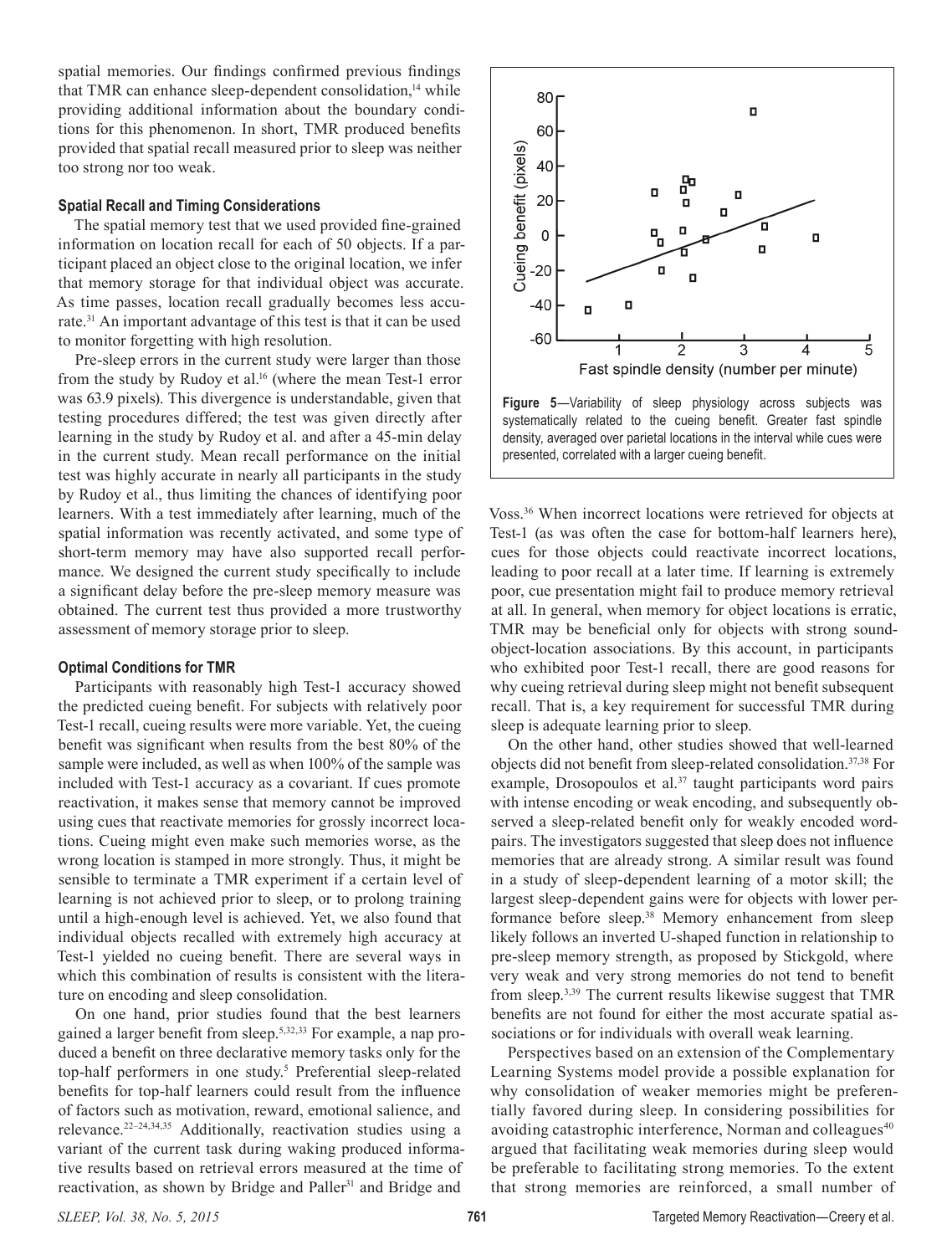spatial memories. Our findings confirmed previous findings that TMR can enhance sleep-dependent consolidation,[14] while providing additional information about the boundary conditions for this phenomenon. In short, TMR produced benefits provided that spatial recall measured prior to sleep was neither too strong nor too weak.

### Spatial Recall and Timing Considerations

The spatial memory test that we used provided fine-grained information on location recall for each of 50 objects. If a participant placed an object close to the original location, we infer that memory storage for that individual object was accurate. As time passes, location recall gradually becomes less accurate.[31] An important advantage of this test is that it can be used to monitor forgetting with high resolution.

Pre-sleep errors in the current study were larger than those from the study by Rudoy et al.[16] (where the mean Test-1 error was 63.9 pixels). This divergence is understandable, given that testing procedures differed; the test was given directly after learning in the study by Rudoy et al. and after a 45-min delay in the current study. Mean recall performance on the initial test was highly accurate in nearly all participants in the study by Rudoy et al., thus limiting the chances of identifying poor learners. With a test immediately after learning, much of the spatial information was recently activated, and some type of short-term memory may have also supported recall performance. We designed the current study specifically to include a significant delay before the pre-sleep memory measure was obtained. The current test thus provided a more trustworthy assessment of memory storage prior to sleep.

### Optimal Conditions for TMR

Participants with reasonably high Test-1 accuracy showed the predicted cueing benefit. For subjects with relatively poor Test-1 recall, cueing results were more variable. Yet, the cueing benefit was significant when results from the best 80% of the sample were included, as well as when 100% of the sample was included with Test-1 accuracy as a covariant. If cues promote reactivation, it makes sense that memory cannot be improved using cues that reactivate memories for grossly incorrect locations. Cueing might even make such memories worse, as the wrong location is stamped in more strongly. Thus, it might be sensible to terminate a TMR experiment if a certain level of learning is not achieved prior to sleep, or to prolong training until a high-enough level is achieved. Yet, we also found that individual objects recalled with extremely high accuracy at Test-1 yielded no cueing benefit. There are several ways in which this combination of results is consistent with the literature on encoding and sleep consolidation.

On one hand, prior studies found that the best learners gained a larger benefit from sleep.[5,32,33] For example, a nap produced a benefit on three declarative memory tasks only for the top-half performers in one study.[5] Preferential sleep-related benefits for top-half learners could result from the influence of factors such as motivation, reward, emotional salience, and relevance.[22–24,34,35] Additionally, reactivation studies using a variant of the current task during waking produced informative results based on retrieval errors measured at the time of reactivation, as shown by Bridge and Paller[31] and Bridge and Voss.[36] When incorrect locations were retrieved for objects at Test-1 (as was often the case for bottom-half learners here), cues for those objects could reactivate incorrect locations, leading to poor recall at a later time. If learning is extremely poor, cue presentation might fail to produce memory retrieval at all. In general, when memory for object locations is erratic, TMR may be beneficial only for objects with strong sound-object-location associations. By this account, in participants who exhibited poor Test-1 recall, there are good reasons for why cueing retrieval during sleep might not benefit subsequent recall. That is, a key requirement for successful TMR during sleep is adequate learning prior to sleep.

**Figure 5**—Variability of sleep physiology across subjects was systematically related to the cueing benefit. Greater fast spindle density, averaged over parietal locations in the interval while cues were presented, correlated with a larger cueing benefit.

On the other hand, other studies showed that well-learned objects did not benefit from sleep-related consolidation.[37,38] For example, Drosopoulos et al.[37] taught participants word pairs with intense encoding or weak encoding, and subsequently observed a sleep-related benefit only for weakly encoded word-pairs. The investigators suggested that sleep does not influence memories that are already strong. A similar result was found in a study of sleep-dependent learning of a motor skill; the largest sleep-dependent gains were for objects with lower performance before sleep.[38] Memory enhancement from sleep likely follows an inverted U-shaped function in relationship to pre-sleep memory strength, as proposed by Stickgold, where very weak and very strong memories do not tend to benefit from sleep.[3,39] The current results likewise suggest that TMR benefits are not found for either the most accurate spatial associations or for individuals with overall weak learning.

Perspectives based on an extension of the Complementary Learning Systems model provide a possible explanation for why consolidation of weaker memories might be preferentially favored during sleep. In considering possibilities for avoiding catastrophic interference, Norman and colleagues[40] argued that facilitating weak memories during sleep would be preferable to facilitating strong memories. To the extent that strong memories are reinforced, a small number of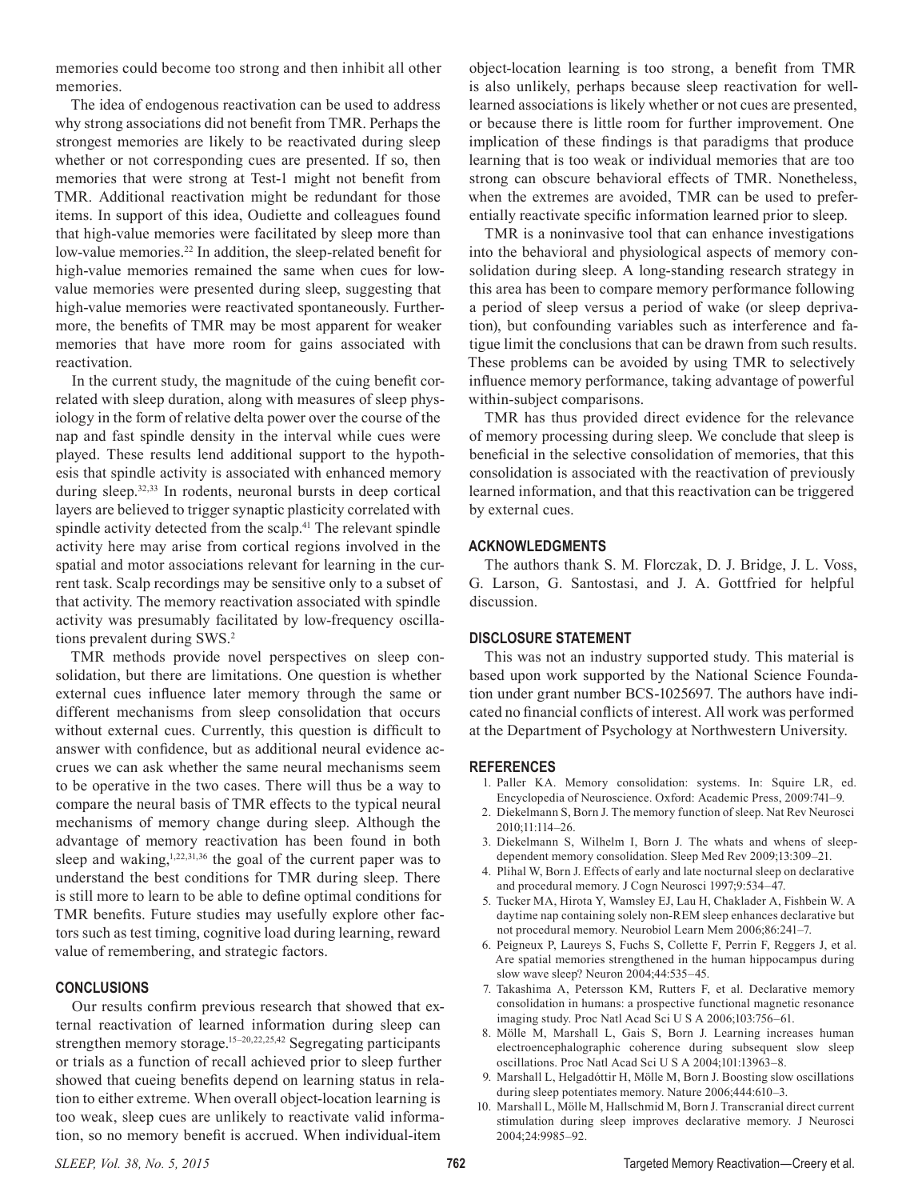memories could become too strong and then inhibit all other memories.

The idea of endogenous reactivation can be used to address why strong associations did not benefit from TMR. Perhaps the strongest memories are likely to be reactivated during sleep whether or not corresponding cues are presented. If so, then memories that were strong at Test-1 might not benefit from TMR. Additional reactivation might be redundant for those items. In support of this idea, Oudiette and colleagues found that high-value memories were facilitated by sleep more than low-value memories.[22] In addition, the sleep-related benefit for high-value memories remained the same when cues for low-value memories were presented during sleep, suggesting that high-value memories were reactivated spontaneously. Furthermore, the benefits of TMR may be most apparent for weaker memories that have more room for gains associated with reactivation.

In the current study, the magnitude of the cuing benefit correlated with sleep duration, along with measures of sleep physiology in the form of relative delta power over the course of the nap and fast spindle density in the interval while cues were played. These results lend additional support to the hypothesis that spindle activity is associated with enhanced memory during sleep.[32,33] In rodents, neuronal bursts in deep cortical layers are believed to trigger synaptic plasticity correlated with spindle activity detected from the scalp.[41] The relevant spindle activity here may arise from cortical regions involved in the spatial and motor associations relevant for learning in the current task. Scalp recordings may be sensitive only to a subset of that activity. The memory reactivation associated with spindle activity was presumably facilitated by low-frequency oscillations prevalent during SWS.[2]

TMR methods provide novel perspectives on sleep consolidation, but there are limitations. One question is whether external cues influence later memory through the same or different mechanisms from sleep consolidation that occurs without external cues. Currently, this question is difficult to answer with confidence, but as additional neural evidence accrues we can ask whether the same neural mechanisms seem to be operative in the two cases. There will thus be a way to compare the neural basis of TMR effects to the typical neural mechanisms of memory change during sleep. Although the advantage of memory reactivation has been found in both sleep and waking,[1,22,31,36] the goal of the current paper was to understand the best conditions for TMR during sleep. There is still more to learn to be able to define optimal conditions for TMR benefits. Future studies may usefully explore other factors such as test timing, cognitive load during learning, reward value of remembering, and strategic factors.

## CONCLUSIONS

Our results confirm previous research that showed that external reactivation of learned information during sleep can strengthen memory storage.[15–20,22,25,42] Segregating participants or trials as a function of recall achieved prior to sleep further showed that cueing benefits depend on learning status in relation to either extreme. When overall object-location learning is too weak, sleep cues are unlikely to reactivate valid information, so no memory benefit is accrued. When individual-item object-location learning is too strong, a benefit from TMR is also unlikely, perhaps because sleep reactivation for well-learned associations is likely whether or not cues are presented, or because there is little room for further improvement. One implication of these findings is that paradigms that produce learning that is too weak or individual memories that are too strong can obscure behavioral effects of TMR. Nonetheless, when the extremes are avoided, TMR can be used to preferentially reactivate specific information learned prior to sleep.

TMR is a noninvasive tool that can enhance investigations into the behavioral and physiological aspects of memory consolidation during sleep. A long-standing research strategy in this area has been to compare memory performance following a period of sleep versus a period of wake (or sleep deprivation), but confounding variables such as interference and fatigue limit the conclusions that can be drawn from such results. These problems can be avoided by using TMR to selectively influence memory performance, taking advantage of powerful within-subject comparisons.

TMR has thus provided direct evidence for the relevance of memory processing during sleep. We conclude that sleep is beneficial in the selective consolidation of memories, that this consolidation is associated with the reactivation of previously learned information, and that this reactivation can be triggered by external cues.

## ACKNOWLEDGMENTS

The authors thank S. M. Florczak, D. J. Bridge, J. L. Voss, G. Larson, G. Santostasi, and J. A. Gottfried for helpful discussion.

## DISCLOSURE STATEMENT

This was not an industry supported study. This material is based upon work supported by the National Science Foundation under grant number BCS-1025697. The authors have indicated no financial conflicts of interest. All work was performed at the Department of Psychology at Northwestern University.

## REFERENCES

1. Paller KA. Memory consolidation: systems. In: Squire LR, ed. Encyclopedia of Neuroscience. Oxford: Academic Press, 2009:741–9.
2. Diekelmann S, Born J. The memory function of sleep. Nat Rev Neurosci 2010;11:114–26.
3. Diekelmann S, Wilhelm I, Born J. The whats and whens of sleep-dependent memory consolidation. Sleep Med Rev 2009;13:309–21.
4. Plihal W, Born J. Effects of early and late nocturnal sleep on declarative and procedural memory. J Cogn Neurosci 1997;9:534–47.
5. Tucker MA, Hirota Y, Wamsley EJ, Lau H, Chaklader A, Fishbein W. A daytime nap containing solely non-REM sleep enhances declarative but not procedural memory. Neurobiol Learn Mem 2006;86:241–7.
6. Peigneux P, Laureys S, Fuchs S, Collette F, Perrin F, Reggers J, et al. Are spatial memories strengthened in the human hippocampus during slow wave sleep? Neuron 2004;44:535–45.
7. Takashima A, Petersson KM, Rutters F, et al. Declarative memory consolidation in humans: a prospective functional magnetic resonance imaging study. Proc Natl Acad Sci U S A 2006;103:756–61.
8. Mölle M, Marshall L, Gais S, Born J. Learning increases human electroencephalographic coherence during subsequent slow sleep oscillations. Proc Natl Acad Sci U S A 2004;101:13963–8.
9. Marshall L, Helgadóttir H, Mölle M, Born J. Boosting slow oscillations during sleep potentiates memory. Nature 2006;444:610–3.
10. Marshall L, Mölle M, Hallschmid M, Born J. Transcranial direct current stimulation during sleep improves declarative memory. J Neurosci 2004;24:9985–92.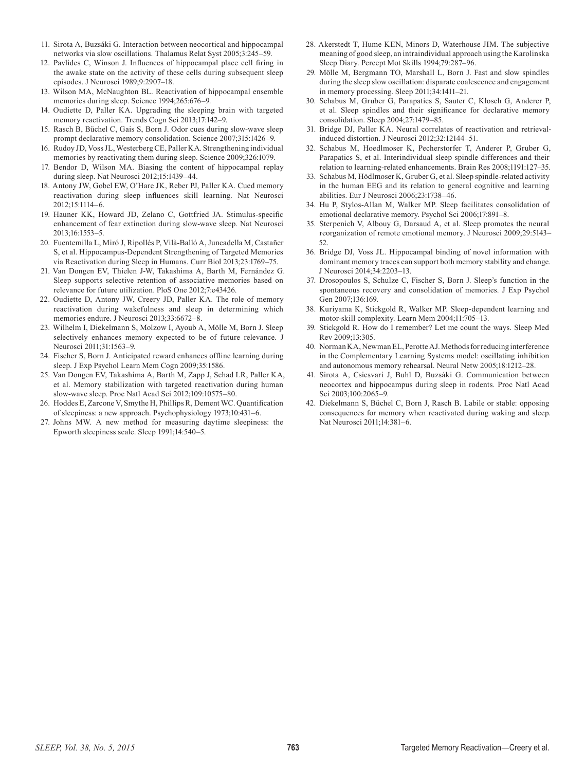11. Sirota A, Buzsáki G. Interaction between neocortical and hippocampal networks via slow oscillations. Thalamus Relat Syst 2005;3:245–59.
12. Pavlides C, Winson J. Influences of hippocampal place cell firing in the awake state on the activity of these cells during subsequent sleep episodes. J Neurosci 1989;9:2907–18.
13. Wilson MA, McNaughton BL. Reactivation of hippocampal ensemble memories during sleep. Science 1994;265:676–9.
14. Oudiette D, Paller KA. Upgrading the sleeping brain with targeted memory reactivation. Trends Cogn Sci 2013;17:142–9.
15. Rasch B, Büchel C, Gais S, Born J. Odor cues during slow-wave sleep prompt declarative memory consolidation. Science 2007;315:1426–9.
16. Rudoy JD, Voss JL, Westerberg CE, Paller KA. Strengthening individual memories by reactivating them during sleep. Science 2009;326:1079.
17. Bendor D, Wilson MA. Biasing the content of hippocampal replay during sleep. Nat Neurosci 2012;15:1439–44.
18. Antony JW, Gobel EW, O'Hare JK, Reber PJ, Paller KA. Cued memory reactivation during sleep influences skill learning. Nat Neurosci 2012;15:1114–6.
19. Hauner KK, Howard JD, Zelano C, Gottfried JA. Stimulus-specific enhancement of fear extinction during slow-wave sleep. Nat Neurosci 2013;16:1553–5.
20. Fuentemilla L, Miró J, Ripollés P, Vilà-Balló A, Juncadella M, Castañer S, et al. Hippocampus-Dependent Strengthening of Targeted Memories via Reactivation during Sleep in Humans. Curr Biol 2013;23:1769–75.
21. Van Dongen EV, Thielen J-W, Takashima A, Barth M, Fernández G. Sleep supports selective retention of associative memories based on relevance for future utilization. PloS One 2012;7:e43426.
22. Oudiette D, Antony JW, Creery JD, Paller KA. The role of memory reactivation during wakefulness and sleep in determining which memories endure. J Neurosci 2013;33:6672–8.
23. Wilhelm I, Diekelmann S, Molzow I, Ayoub A, Mölle M, Born J. Sleep selectively enhances memory expected to be of future relevance. J Neurosci 2011;31:1563–9.
24. Fischer S, Born J. Anticipated reward enhances offline learning during sleep. J Exp Psychol Learn Mem Cogn 2009;35:1586.
25. Van Dongen EV, Takashima A, Barth M, Zapp J, Schad LR, Paller KA, et al. Memory stabilization with targeted reactivation during human slow-wave sleep. Proc Natl Acad Sci 2012;109:10575–80.
26. Hoddes E, Zarcone V, Smythe H, Phillips R, Dement WC. Quantification of sleepiness: a new approach. Psychophysiology 1973;10:431–6.
27. Johns MW. A new method for measuring daytime sleepiness: the Epworth sleepiness scale. Sleep 1991;14:540–5.
28. Akerstedt T, Hume KEN, Minors D, Waterhouse JIM. The subjective meaning of good sleep, an intraindividual approach using the Karolinska Sleep Diary. Percept Mot Skills 1994;79:287–96.
29. Mölle M, Bergmann TO, Marshall L, Born J. Fast and slow spindles during the sleep slow oscillation: disparate coalescence and engagement in memory processing. Sleep 2011;34:1411–21.
30. Schabus M, Gruber G, Parapatics S, Sauter C, Klosch G, Anderer P, et al. Sleep spindles and their significance for declarative memory consolidation. Sleep 2004;27:1479–85.
31. Bridge DJ, Paller KA. Neural correlates of reactivation and retrieval-induced distortion. J Neurosci 2012;32:12144–51.
32. Schabus M, Hoedlmoser K, Pecherstorfer T, Anderer P, Gruber G, Parapatics S, et al. Interindividual sleep spindle differences and their relation to learning-related enhancements. Brain Res 2008;1191:127–35.
33. Schabus M, Hödlmoser K, Gruber G, et al. Sleep spindle-related activity in the human EEG and its relation to general cognitive and learning abilities. Eur J Neurosci 2006;23:1738–46.
34. Hu P, Stylos-Allan M, Walker MP. Sleep facilitates consolidation of emotional declarative memory. Psychol Sci 2006;17:891–8.
35. Sterpenich V, Albouy G, Darsaud A, et al. Sleep promotes the neural reorganization of remote emotional memory. J Neurosci 2009;29:5143–52.
36. Bridge DJ, Voss JL. Hippocampal binding of novel information with dominant memory traces can support both memory stability and change. J Neurosci 2014;34:2203–13.
37. Drosopoulos S, Schulze C, Fischer S, Born J. Sleep's function in the spontaneous recovery and consolidation of memories. J Exp Psychol Gen 2007;136:169.
38. Kuriyama K, Stickgold R, Walker MP. Sleep-dependent learning and motor-skill complexity. Learn Mem 2004;11:705–13.
39. Stickgold R. How do I remember? Let me count the ways. Sleep Med Rev 2009;13:305.
40. Norman KA, Newman EL, Perotte AJ. Methods for reducing interference in the Complementary Learning Systems model: oscillating inhibition and autonomous memory rehearsal. Neural Netw 2005;18:1212–28.
41. Sirota A, Csicsvari J, Buhl D, Buzsáki G. Communication between neocortex and hippocampus during sleep in rodents. Proc Natl Acad Sci 2003;100:2065–9.
42. Diekelmann S, Büchel C, Born J, Rasch B. Labile or stable: opposing consequences for memory when reactivated during waking and sleep. Nat Neurosci 2011;14:381–6.